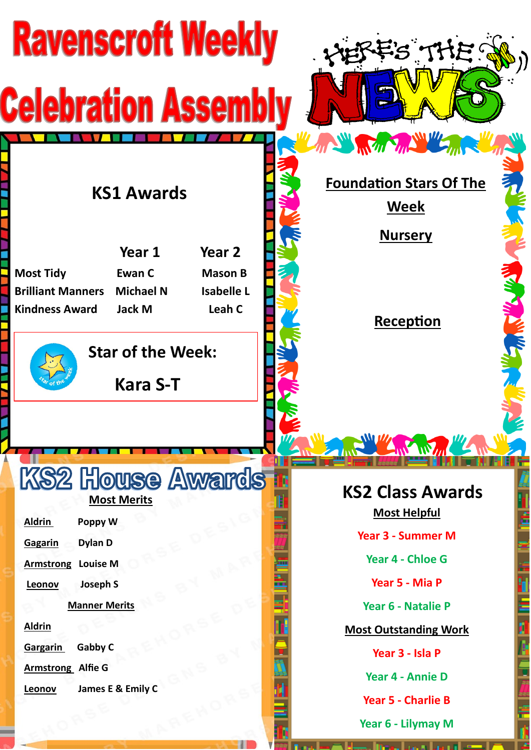# Ravenscroft Weekly Celebration Assembly

HERE'S THE NEWS

## KS1 Awards

| | Year 1 | Year 2 |
|---|---|---|
| Most Tidy | Ewan C | Mason B |
| Brilliant Manners | Michael N | Isabelle L |
| Kindness Award | Jack M | Leah C |

**Star of the Week:**

**Kara S-T**

## Foundation Stars Of The Week

**Nursery**

**Reception**

## KS2 House Awards

**Most Merits**

| | |
|---|---|
| Aldrin | Poppy W |
| Gagarin | Dylan D |
| Armstrong | Louise M |
| Leonov | Joseph S |

**Manner Merits**

| | |
|---|---|
| Aldrin | |
| Gargarin | Gabby C |
| Armstrong | Alfie G |
| Leonov | James E & Emily C |

## KS2 Class Awards

**Most Helpful**

Year 3 - Summer M

Year 4 - Chloe G

Year 5 - Mia P

Year 6 - Natalie P

**Most Outstanding Work**

Year 3 - Isla P

Year 4 - Annie D

Year 5 - Charlie B

Year 6 - Lilymay M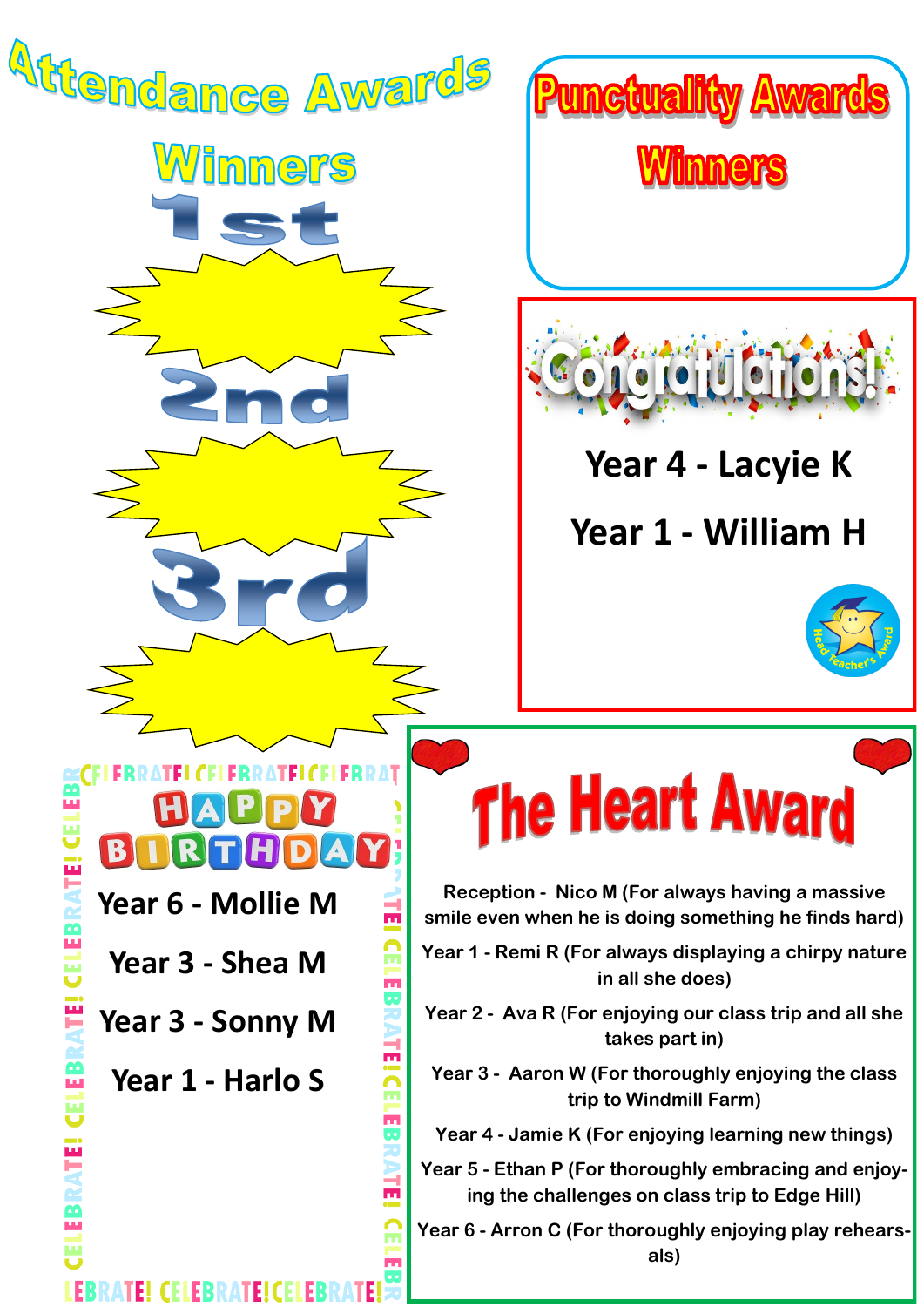# Attendance Awards Winners

1st

2nd

3rd

# Punctuality Awards Winners

Congratulations!

Year 4 - Lacyie K

Year 1 - William H

Head Teacher's Award

# HAPPY BIRTHDAY

Year 6 - Mollie M

Year 3 - Shea M

Year 3 - Sonny M

Year 1 - Harlo S

# The Heart Award

Reception - Nico M (For always having a massive smile even when he is doing something he finds hard)

Year 1 - Remi R (For always displaying a chirpy nature in all she does)

Year 2 - Ava R (For enjoying our class trip and all she takes part in)

Year 3 - Aaron W (For thoroughly enjoying the class trip to Windmill Farm)

Year 4 - Jamie K (For enjoying learning new things)

Year 5 - Ethan P (For thoroughly embracing and enjoying the challenges on class trip to Edge Hill)

Year 6 - Arron C (For thoroughly enjoying play rehearsals)